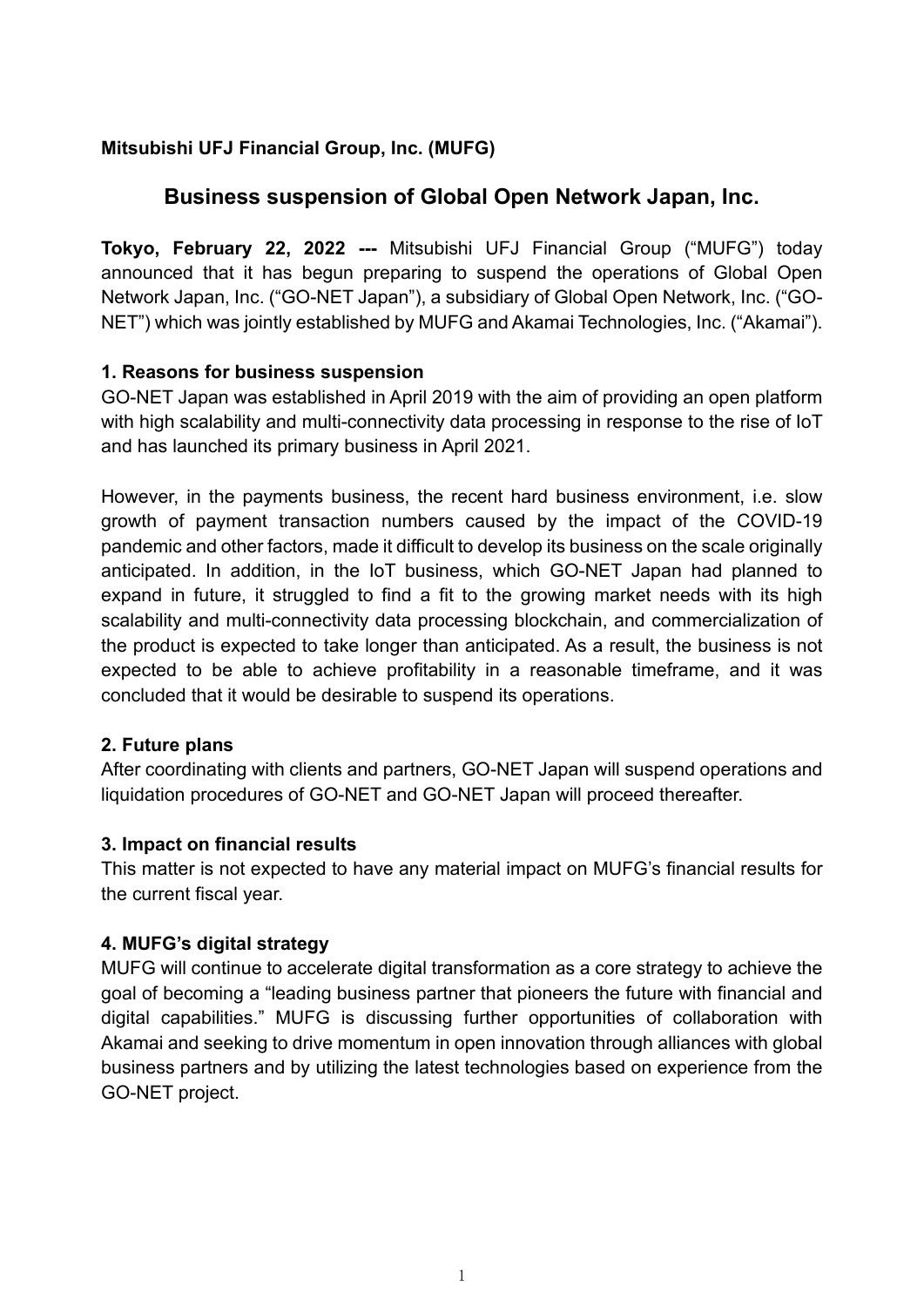**Mitsubishi UFJ Financial Group, Inc. (MUFG)**

# Business suspension of Global Open Network Japan, Inc.

**Tokyo, February 22, 2022 ---** Mitsubishi UFJ Financial Group ("MUFG") today announced that it has begun preparing to suspend the operations of Global Open Network Japan, Inc. ("GO-NET Japan"), a subsidiary of Global Open Network, Inc. ("GO-NET") which was jointly established by MUFG and Akamai Technologies, Inc. ("Akamai").

## 1. Reasons for business suspension

GO-NET Japan was established in April 2019 with the aim of providing an open platform with high scalability and multi-connectivity data processing in response to the rise of IoT and has launched its primary business in April 2021.

However, in the payments business, the recent hard business environment, i.e. slow growth of payment transaction numbers caused by the impact of the COVID-19 pandemic and other factors, made it difficult to develop its business on the scale originally anticipated. In addition, in the IoT business, which GO-NET Japan had planned to expand in future, it struggled to find a fit to the growing market needs with its high scalability and multi-connectivity data processing blockchain, and commercialization of the product is expected to take longer than anticipated. As a result, the business is not expected to be able to achieve profitability in a reasonable timeframe, and it was concluded that it would be desirable to suspend its operations.

## 2. Future plans

After coordinating with clients and partners, GO-NET Japan will suspend operations and liquidation procedures of GO-NET and GO-NET Japan will proceed thereafter.

## 3. Impact on financial results

This matter is not expected to have any material impact on MUFG's financial results for the current fiscal year.

## 4. MUFG's digital strategy

MUFG will continue to accelerate digital transformation as a core strategy to achieve the goal of becoming a "leading business partner that pioneers the future with financial and digital capabilities." MUFG is discussing further opportunities of collaboration with Akamai and seeking to drive momentum in open innovation through alliances with global business partners and by utilizing the latest technologies based on experience from the GO-NET project.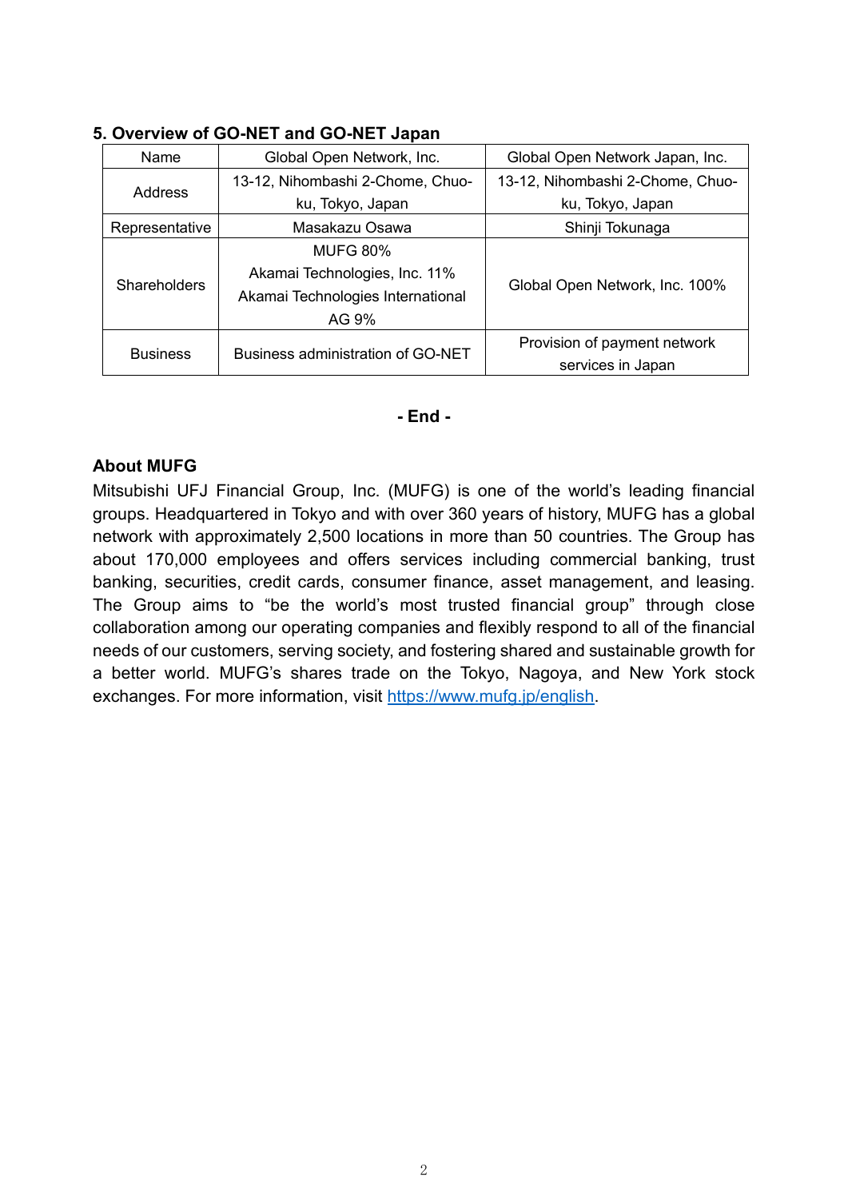### 5. Overview of GO-NET and GO-NET Japan

| Name | Global Open Network, Inc. | Global Open Network Japan, Inc. |
|---|---|---|
| Address | 13-12, Nihombashi 2-Chome, Chuo-ku, Tokyo, Japan | 13-12, Nihombashi 2-Chome, Chuo-ku, Tokyo, Japan |
| Representative | Masakazu Osawa | Shinji Tokunaga |
| Shareholders | MUFG 80%<br>Akamai Technologies, Inc. 11%<br>Akamai Technologies International AG 9% | Global Open Network, Inc. 100% |
| Business | Business administration of GO-NET | Provision of payment network services in Japan |

**- End -**

**About MUFG**

Mitsubishi UFJ Financial Group, Inc. (MUFG) is one of the world's leading financial groups. Headquartered in Tokyo and with over 360 years of history, MUFG has a global network with approximately 2,500 locations in more than 50 countries. The Group has about 170,000 employees and offers services including commercial banking, trust banking, securities, credit cards, consumer finance, asset management, and leasing. The Group aims to "be the world's most trusted financial group" through close collaboration among our operating companies and flexibly respond to all of the financial needs of our customers, serving society, and fostering shared and sustainable growth for a better world. MUFG's shares trade on the Tokyo, Nagoya, and New York stock exchanges. For more information, visit [https://www.mufg.jp/english](https://www.mufg.jp/english).